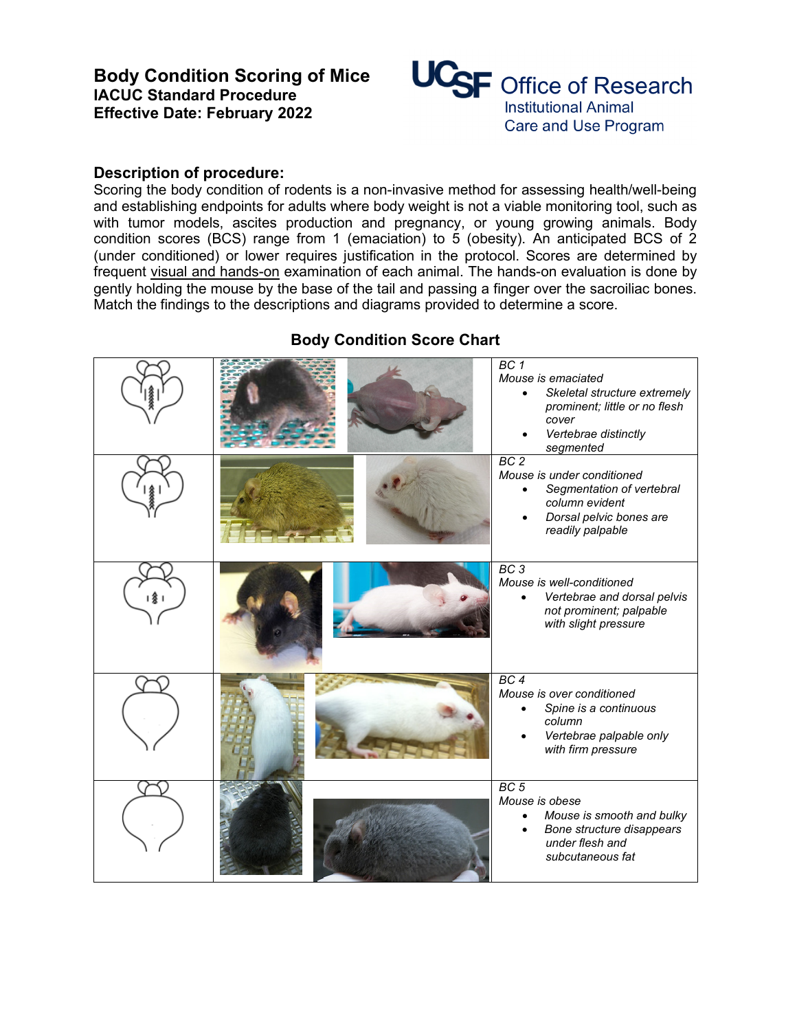# Body Condition Scoring of Mice

**IACUC Standard Procedure**

**Effective Date: February 2022**

UCSF Office of Research
Institutional Animal Care and Use Program

## Description of procedure:

Scoring the body condition of rodents is a non-invasive method for assessing health/well-being and establishing endpoints for adults where body weight is not a viable monitoring tool, such as with tumor models, ascites production and pregnancy, or young growing animals. Body condition scores (BCS) range from 1 (emaciation) to 5 (obesity). An anticipated BCS of 2 (under conditioned) or lower requires justification in the protocol. Scores are determined by frequent visual and hands-on examination of each animal. The hands-on evaluation is done by gently holding the mouse by the base of the tail and passing a finger over the sacroiliac bones. Match the findings to the descriptions and diagrams provided to determine a score.

## Body Condition Score Chart

| Diagram | Photos | Description |
|---|---|---|
| | | *BC 1*<br>*Mouse is emaciated*<br>• *Skeletal structure extremely prominent; little or no flesh cover*<br>• *Vertebrae distinctly segmented* |
| | | *BC 2*<br>*Mouse is under conditioned*<br>• *Segmentation of vertebral column evident*<br>• *Dorsal pelvic bones are readily palpable* |
| | | *BC 3*<br>*Mouse is well-conditioned*<br>• *Vertebrae and dorsal pelvis not prominent; palpable with slight pressure* |
| | | *BC 4*<br>*Mouse is over conditioned*<br>• *Spine is a continuous column*<br>• *Vertebrae palpable only with firm pressure* |
| | | *BC 5*<br>*Mouse is obese*<br>• *Mouse is smooth and bulky*<br>• *Bone structure disappears under flesh and subcutaneous fat* |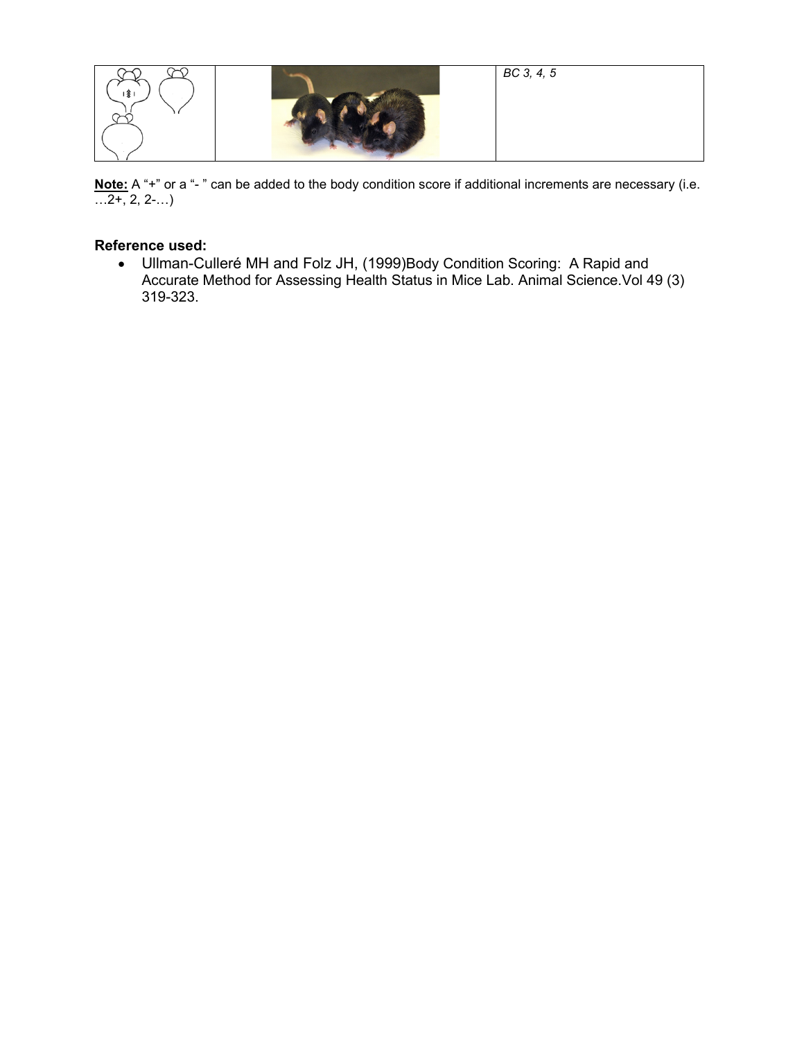| | | |
|---|---|---|
| | | *BC 3, 4, 5* |

**Note:** A "+" or a "- " can be added to the body condition score if additional increments are necessary (i.e. …2+, 2, 2-…)

**Reference used:**

- Ullman-Culleré MH and Folz JH, (1999)Body Condition Scoring: A Rapid and Accurate Method for Assessing Health Status in Mice Lab. Animal Science.Vol 49 (3) 319-323.